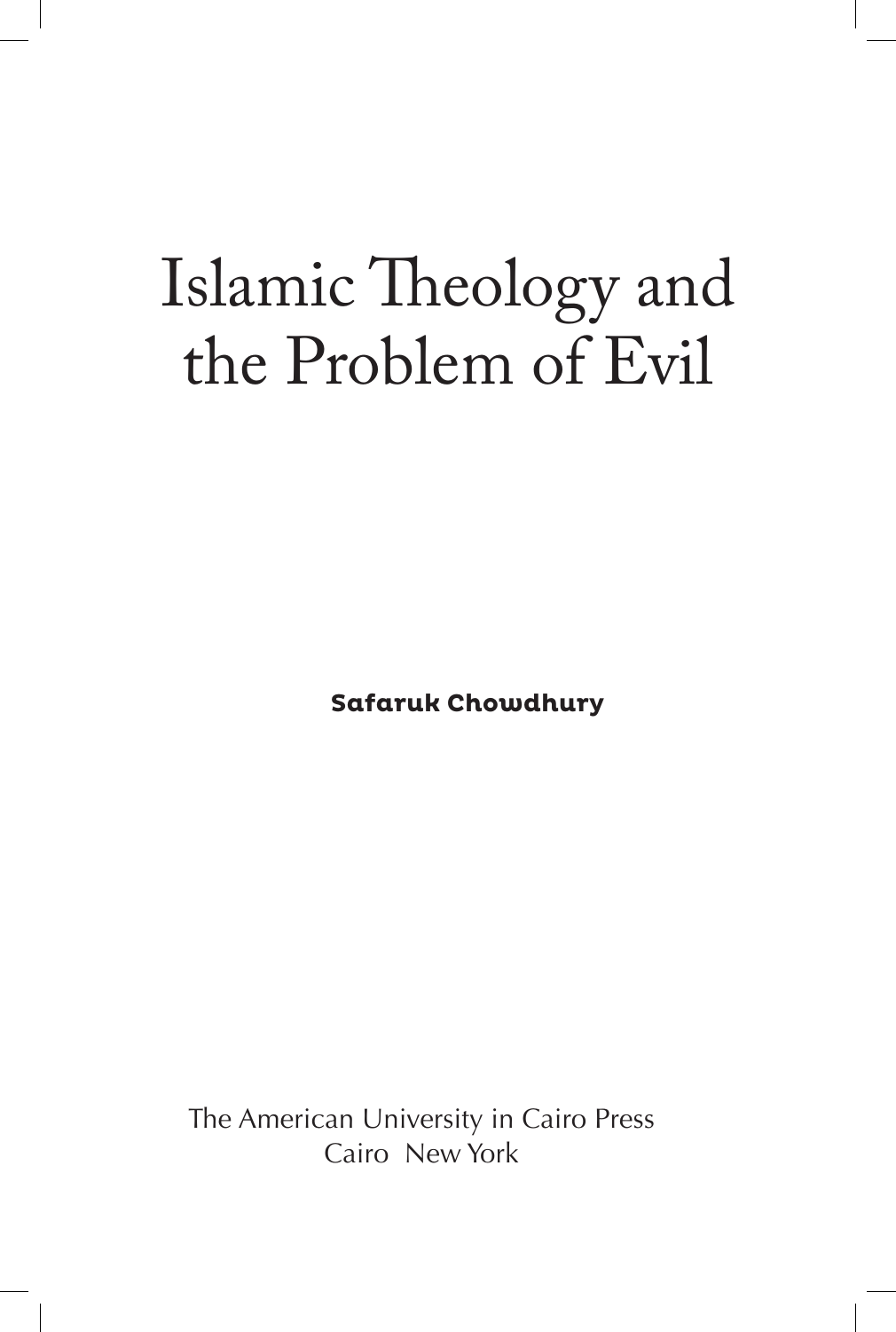# Islamic Theology and the Problem of Evil

**Safaruk Chowdhury**

The American University in Cairo Press
Cairo New York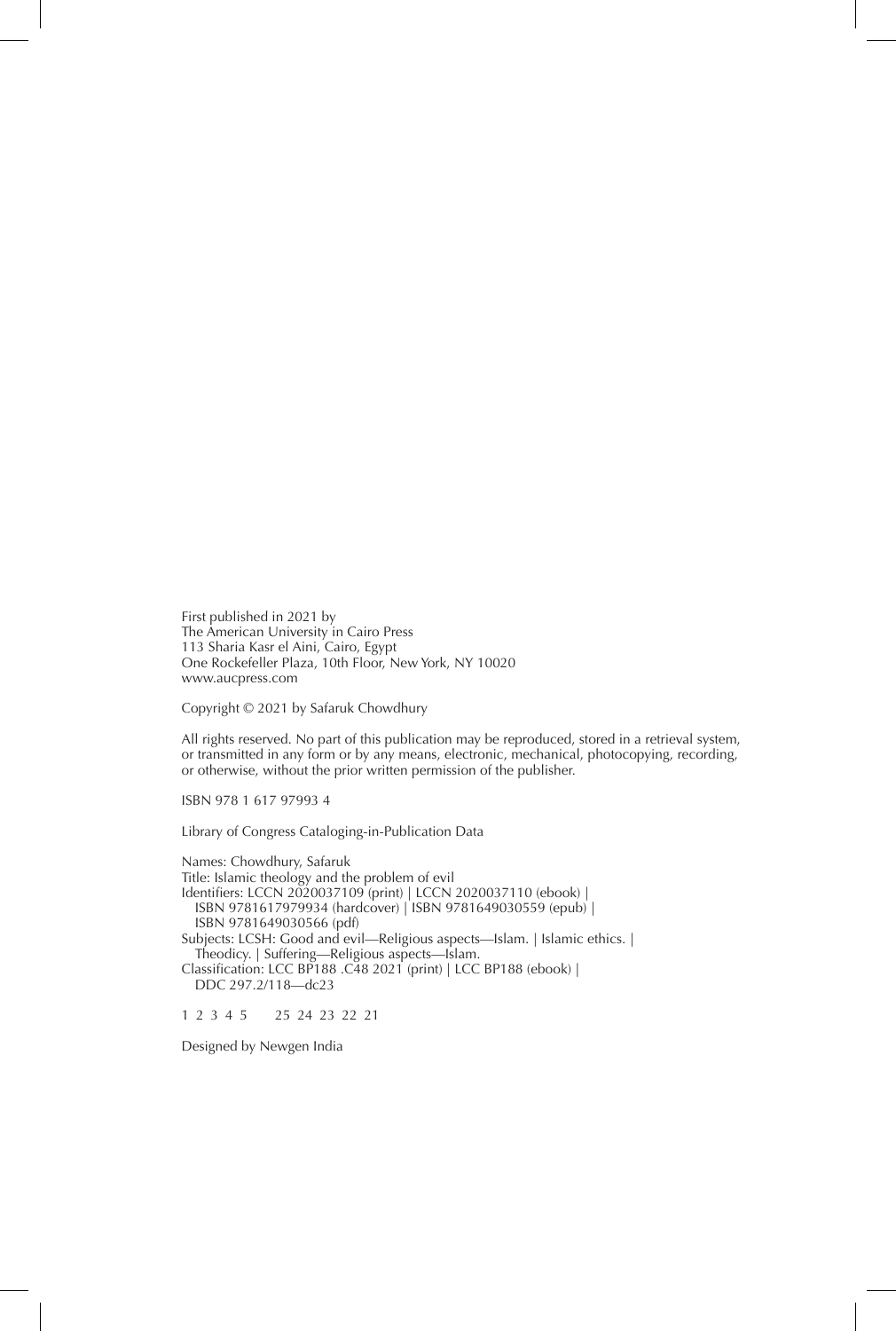First published in 2021 by
The American University in Cairo Press
113 Sharia Kasr el Aini, Cairo, Egypt
One Rockefeller Plaza, 10th Floor, New York, NY 10020
www.aucpress.com

Copyright © 2021 by Safaruk Chowdhury

All rights reserved. No part of this publication may be reproduced, stored in a retrieval system, or transmitted in any form or by any means, electronic, mechanical, photocopying, recording, or otherwise, without the prior written permission of the publisher.

ISBN 978 1 617 97993 4

Library of Congress Cataloging-in-Publication Data

Names: Chowdhury, Safaruk
Title: Islamic theology and the problem of evil
Identifiers: LCCN 2020037109 (print) | LCCN 2020037110 (ebook) |
ISBN 9781617979934 (hardcover) | ISBN 9781649030559 (epub) |
ISBN 9781649030566 (pdf)
Subjects: LCSH: Good and evil—Religious aspects—Islam. | Islamic ethics. |
Theodicy. | Suffering—Religious aspects—Islam.
Classification: LCC BP188 .C48 2021 (print) | LCC BP188 (ebook) |
DDC 297.2/118—dc23

1 2 3 4 5 25 24 23 22 21

Designed by Newgen India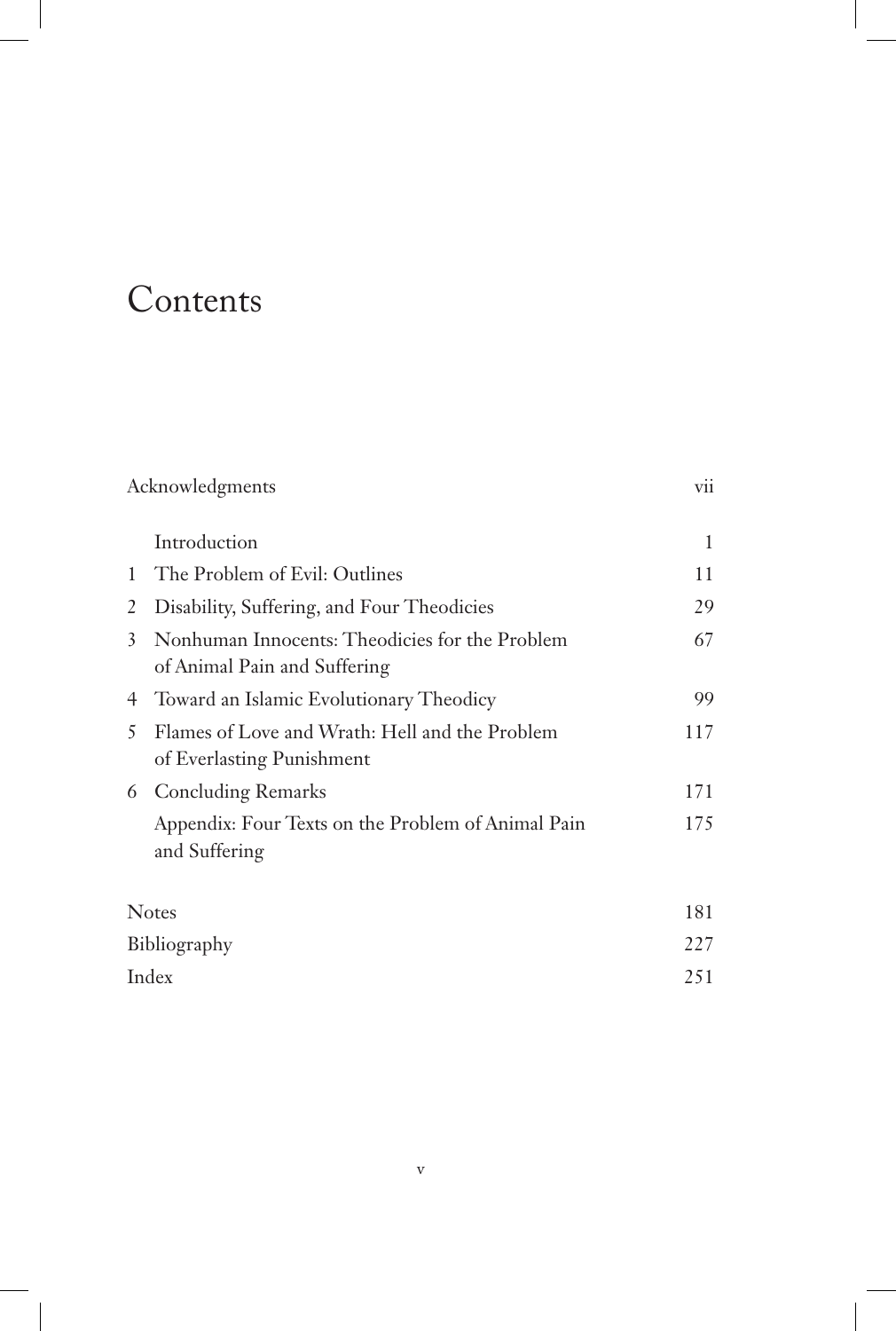# Contents

| | | |
|---|---|---|
| Acknowledgments | | vii |
| | Introduction | 1 |
| 1 | The Problem of Evil: Outlines | 11 |
| 2 | Disability, Suffering, and Four Theodicies | 29 |
| 3 | Nonhuman Innocents: Theodicies for the Problem of Animal Pain and Suffering | 67 |
| 4 | Toward an Islamic Evolutionary Theodicy | 99 |
| 5 | Flames of Love and Wrath: Hell and the Problem of Everlasting Punishment | 117 |
| 6 | Concluding Remarks | 171 |
| | Appendix: Four Texts on the Problem of Animal Pain and Suffering | 175 |
| Notes | | 181 |
| Bibliography | | 227 |
| Index | | 251 |